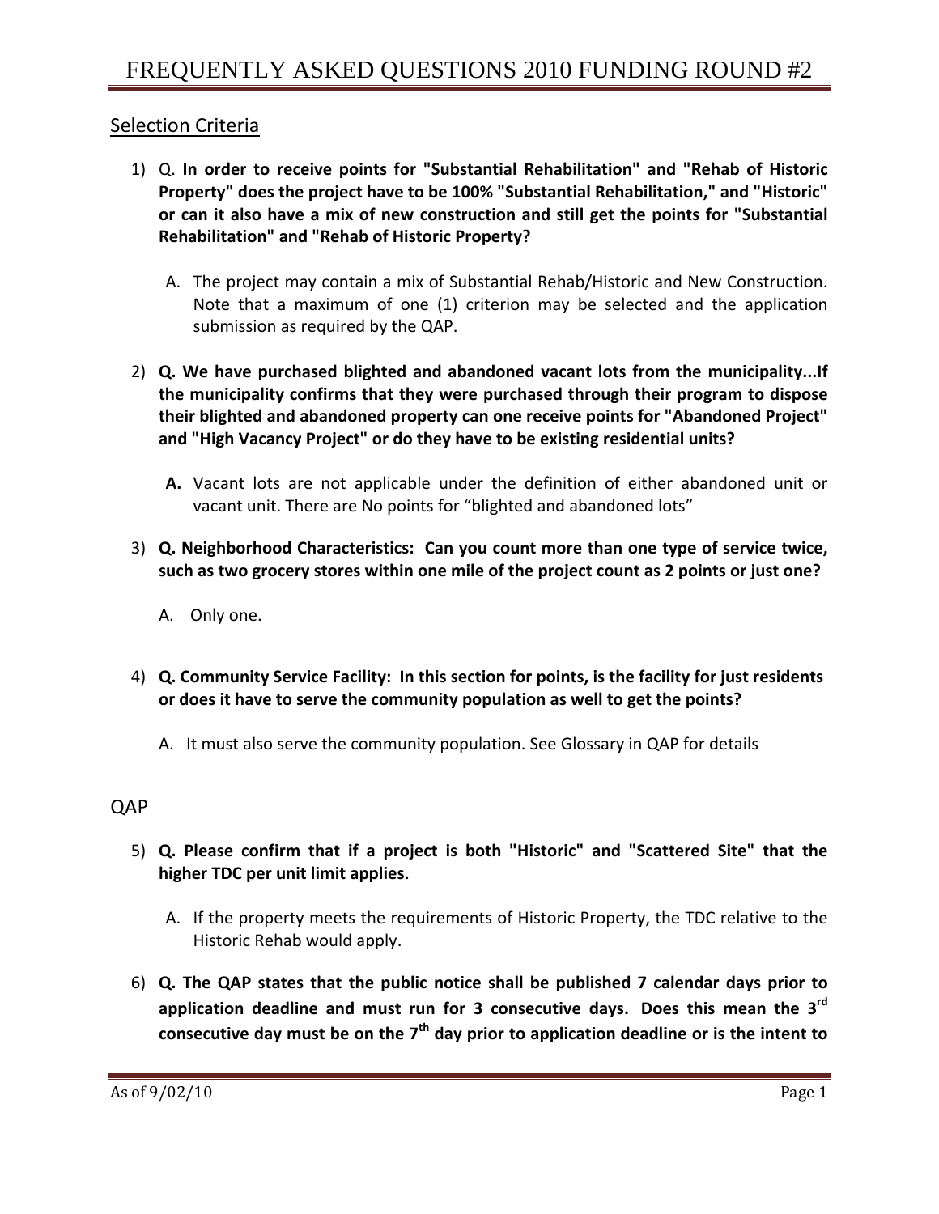# FREQUENTLY ASKED QUESTIONS 2010 FUNDING ROUND #2

## Selection Criteria

1) Q. **In order to receive points for "Substantial Rehabilitation" and "Rehab of Historic Property" does the project have to be 100% "Substantial Rehabilitation," and "Historic" or can it also have a mix of new construction and still get the points for "Substantial Rehabilitation" and "Rehab of Historic Property?**

   A. The project may contain a mix of Substantial Rehab/Historic and New Construction. Note that a maximum of one (1) criterion may be selected and the application submission as required by the QAP.

2) **Q. We have purchased blighted and abandoned vacant lots from the municipality...If the municipality confirms that they were purchased through their program to dispose their blighted and abandoned property can one receive points for "Abandoned Project" and "High Vacancy Project" or do they have to be existing residential units?**

   **A.** Vacant lots are not applicable under the definition of either abandoned unit or vacant unit. There are No points for "blighted and abandoned lots"

3) **Q. Neighborhood Characteristics: Can you count more than one type of service twice, such as two grocery stores within one mile of the project count as 2 points or just one?**

   A. Only one.

4) **Q. Community Service Facility: In this section for points, is the facility for just residents or does it have to serve the community population as well to get the points?**

   A. It must also serve the community population. See Glossary in QAP for details

## QAP

5) **Q. Please confirm that if a project is both "Historic" and "Scattered Site" that the higher TDC per unit limit applies.**

   A. If the property meets the requirements of Historic Property, the TDC relative to the Historic Rehab would apply.

6) **Q. The QAP states that the public notice shall be published 7 calendar days prior to application deadline and must run for 3 consecutive days. Does this mean the 3rd consecutive day must be on the 7th day prior to application deadline or is the intent to**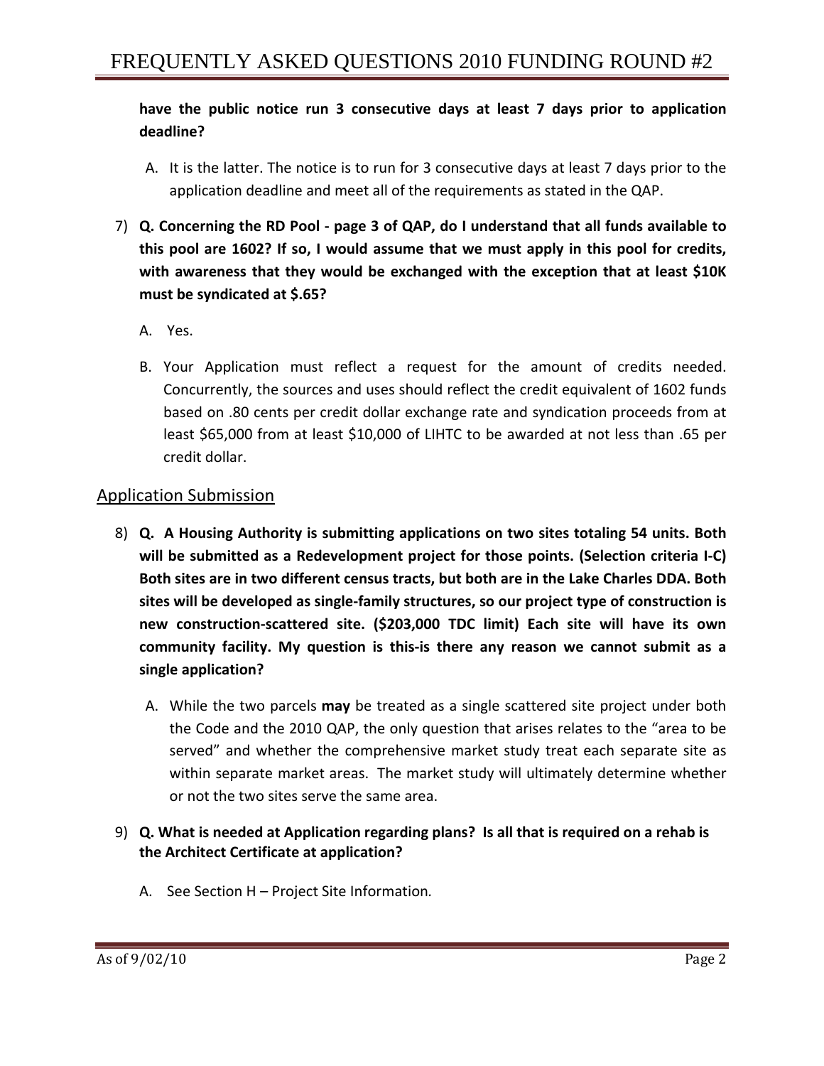**have the public notice run 3 consecutive days at least 7 days prior to application deadline?**

A. It is the latter. The notice is to run for 3 consecutive days at least 7 days prior to the application deadline and meet all of the requirements as stated in the QAP.

7) **Q. Concerning the RD Pool - page 3 of QAP, do I understand that all funds available to this pool are 1602? If so, I would assume that we must apply in this pool for credits, with awareness that they would be exchanged with the exception that at least $10K must be syndicated at $.65?**

   A. Yes.

   B. Your Application must reflect a request for the amount of credits needed. Concurrently, the sources and uses should reflect the credit equivalent of 1602 funds based on .80 cents per credit dollar exchange rate and syndication proceeds from at least $65,000 from at least $10,000 of LIHTC to be awarded at not less than .65 per credit dollar.

## Application Submission

8) **Q. A Housing Authority is submitting applications on two sites totaling 54 units. Both will be submitted as a Redevelopment project for those points. (Selection criteria I-C) Both sites are in two different census tracts, but both are in the Lake Charles DDA. Both sites will be developed as single-family structures, so our project type of construction is new construction-scattered site. ($203,000 TDC limit) Each site will have its own community facility. My question is this-is there any reason we cannot submit as a single application?**

   A. While the two parcels **may** be treated as a single scattered site project under both the Code and the 2010 QAP, the only question that arises relates to the "area to be served" and whether the comprehensive market study treat each separate site as within separate market areas. The market study will ultimately determine whether or not the two sites serve the same area.

9) **Q. What is needed at Application regarding plans? Is all that is required on a rehab is the Architect Certificate at application?**

   A. See Section H – Project Site Information.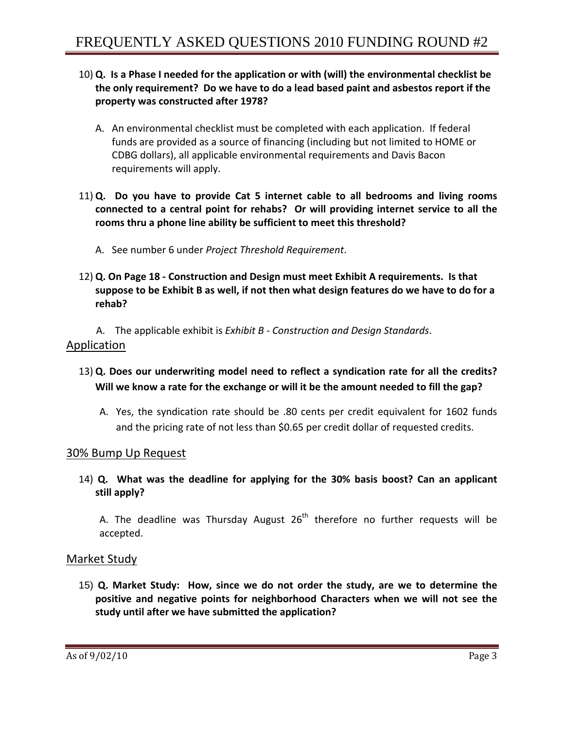10) **Q. Is a Phase I needed for the application or with (will) the environmental checklist be the only requirement? Do we have to do a lead based paint and asbestos report if the property was constructed after 1978?**

   A. An environmental checklist must be completed with each application. If federal funds are provided as a source of financing (including but not limited to HOME or CDBG dollars), all applicable environmental requirements and Davis Bacon requirements will apply.

11) **Q. Do you have to provide Cat 5 internet cable to all bedrooms and living rooms connected to a central point for rehabs? Or will providing internet service to all the rooms thru a phone line ability be sufficient to meet this threshold?**

   A. See number 6 under *Project Threshold Requirement*.

12) **Q. On Page 18 - Construction and Design must meet Exhibit A requirements. Is that suppose to be Exhibit B as well, if not then what design features do we have to do for a rehab?**

   A. The applicable exhibit is *Exhibit B - Construction and Design Standards*.

## Application

13) **Q. Does our underwriting model need to reflect a syndication rate for all the credits? Will we know a rate for the exchange or will it be the amount needed to fill the gap?**

   A. Yes, the syndication rate should be .80 cents per credit equivalent for 1602 funds and the pricing rate of not less than $0.65 per credit dollar of requested credits.

## 30% Bump Up Request

14) **Q. What was the deadline for applying for the 30% basis boost? Can an applicant still apply?**

   A. The deadline was Thursday August 26th therefore no further requests will be accepted.

## Market Study

15) **Q. Market Study: How, since we do not order the study, are we to determine the positive and negative points for neighborhood Characters when we will not see the study until after we have submitted the application?**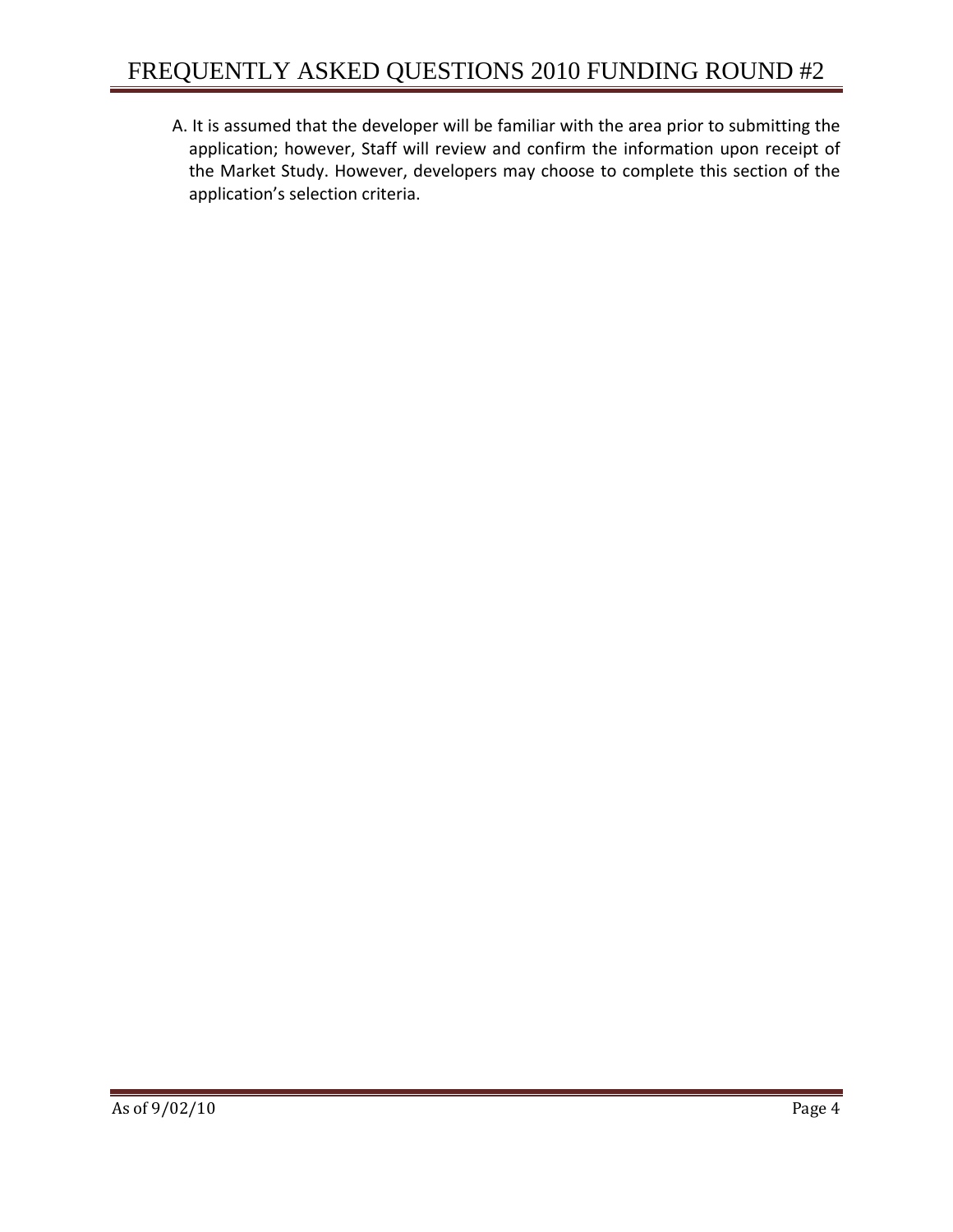A. It is assumed that the developer will be familiar with the area prior to submitting the application; however, Staff will review and confirm the information upon receipt of the Market Study. However, developers may choose to complete this section of the application's selection criteria.